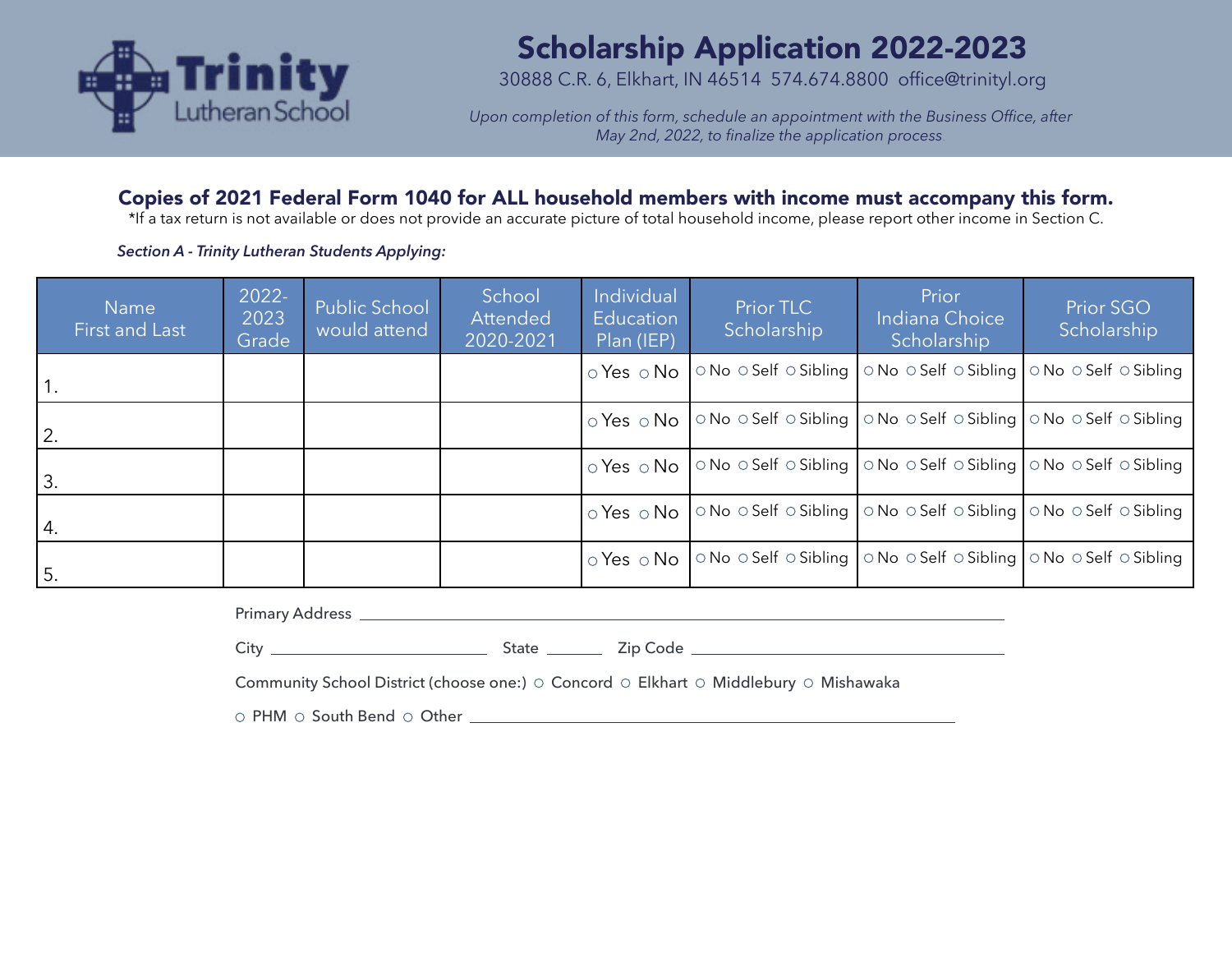Trinity Lutheran School

# Scholarship Application 2022-2023

30888 C.R. 6, Elkhart, IN 46514 574.674.8800 office@trinityl.org

*Upon completion of this form, schedule an appointment with the Business Office, after May 2nd, 2022, to finalize the application process.*

## Copies of 2021 Federal Form 1040 for ALL household members with income must accompany this form.

*If a tax return is not available or does not provide an accurate picture of total household income, please report other income in Section C.

***Section A - Trinity Lutheran Students Applying:***

| Name First and Last | 2022-2023 Grade | Public School would attend | School Attended 2020-2021 | Individual Education Plan (IEP) | Prior TLC Scholarship | Prior Indiana Choice Scholarship | Prior SGO Scholarship |
|---|---|---|---|---|---|---|---|
| 1. | | | | ○ Yes ○ No | ○ No ○ Self ○ Sibling | ○ No ○ Self ○ Sibling | ○ No ○ Self ○ Sibling |
| 2. | | | | ○ Yes ○ No | ○ No ○ Self ○ Sibling | ○ No ○ Self ○ Sibling | ○ No ○ Self ○ Sibling |
| 3. | | | | ○ Yes ○ No | ○ No ○ Self ○ Sibling | ○ No ○ Self ○ Sibling | ○ No ○ Self ○ Sibling |
| 4. | | | | ○ Yes ○ No | ○ No ○ Self ○ Sibling | ○ No ○ Self ○ Sibling | ○ No ○ Self ○ Sibling |
| 5. | | | | ○ Yes ○ No | ○ No ○ Self ○ Sibling | ○ No ○ Self ○ Sibling | ○ No ○ Self ○ Sibling |

Primary Address ______________________________________________

City ____________________ State ______ Zip Code ____________________

Community School District (choose one:) ○ Concord ○ Elkhart ○ Middlebury ○ Mishawaka

○ PHM ○ South Bend ○ Other ______________________________________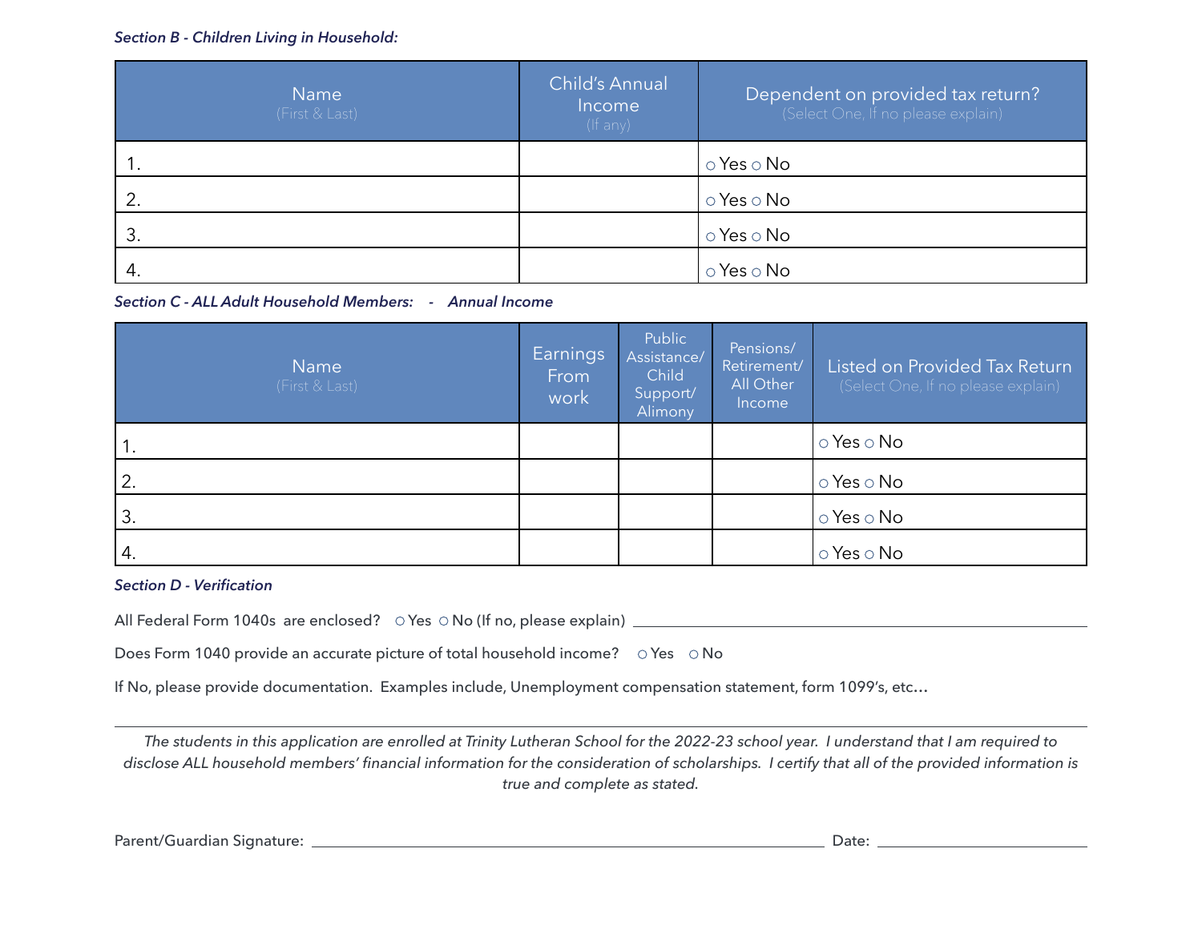*Section B - Children Living in Household:*

| Name (First & Last) | Child's Annual Income (If any) | Dependent on provided tax return? (Select One, If no please explain) |
|---|---|---|
| 1. | | ○ Yes ○ No |
| 2. | | ○ Yes ○ No |
| 3. | | ○ Yes ○ No |
| 4. | | ○ Yes ○ No |

*Section C - ALL Adult Household Members: - Annual Income*

| Name (First & Last) | Earnings From work | Public Assistance/ Child Support/ Alimony | Pensions/ Retirement/ All Other Income | Listed on Provided Tax Return (Select One, If no please explain) |
|---|---|---|---|---|
| 1. | | | | ○ Yes ○ No |
| 2. | | | | ○ Yes ○ No |
| 3. | | | | ○ Yes ○ No |
| 4. | | | | ○ Yes ○ No |

*Section D - Verification*

All Federal Form 1040s are enclosed? ○ Yes ○ No (If no, please explain) ______________________________

Does Form 1040 provide an accurate picture of total household income? ○ Yes ○ No

If No, please provide documentation. Examples include, Unemployment compensation statement, form 1099's, etc…

---

*The students in this application are enrolled at Trinity Lutheran School for the 2022-23 school year. I understand that I am required to disclose ALL household members' financial information for the consideration of scholarships. I certify that all of the provided information is true and complete as stated.*

Parent/Guardian Signature: ______________________________ Date: ______________